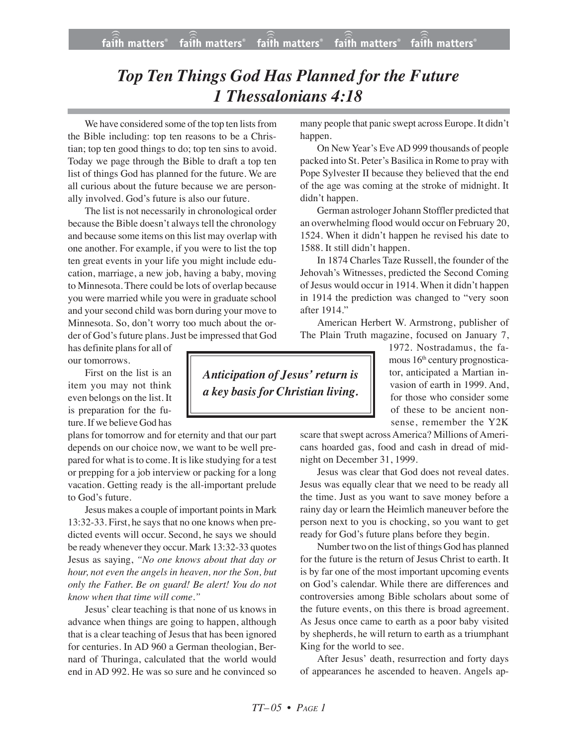# *Top Ten Things God Has Planned for the Future 1 Thessalonians 4:18*

We have considered some of the top ten lists from the Bible including: top ten reasons to be a Christian; top ten good things to do; top ten sins to avoid. Today we page through the Bible to draft a top ten list of things God has planned for the future. We are all curious about the future because we are personally involved. God's future is also our future.

The list is not necessarily in chronological order because the Bible doesn't always tell the chronology and because some items on this list may overlap with one another. For example, if you were to list the top ten great events in your life you might include education, marriage, a new job, having a baby, moving to Minnesota. There could be lots of overlap because you were married while you were in graduate school and your second child was born during your move to Minnesota. So, don't worry too much about the order of God's future plans. Just be impressed that God has definite plans for all of our tomorrows.

First on the list is an item you may not think even belongs on the list. It is preparation for the future. If we believe God has plans for tomorrow and for eternity and that our part depends on our choice now, we want to be well prepared for what is to come. It is like studying for a test or prepping for a job interview or packing for a long vacation. Getting ready is the all-important prelude to God's future.

***Anticipation of Jesus' return is a key basis for Christian living.***

Jesus makes a couple of important points in Mark 13:32-33. First, he says that no one knows when predicted events will occur. Second, he says we should be ready whenever they occur. Mark 13:32-33 quotes Jesus as saying, *"No one knows about that day or hour, not even the angels in heaven, nor the Son, but only the Father. Be on guard! Be alert! You do not know when that time will come."*

Jesus' clear teaching is that none of us knows in advance when things are going to happen, although that is a clear teaching of Jesus that has been ignored for centuries. In AD 960 a German theologian, Bernard of Thuringa, calculated that the world would end in AD 992. He was so sure and he convinced so many people that panic swept across Europe. It didn't happen.

On New Year's Eve AD 999 thousands of people packed into St. Peter's Basilica in Rome to pray with Pope Sylvester II because they believed that the end of the age was coming at the stroke of midnight. It didn't happen.

German astrologer Johann Stoffler predicted that an overwhelming flood would occur on February 20, 1524. When it didn't happen he revised his date to 1588. It still didn't happen.

In 1874 Charles Taze Russell, the founder of the Jehovah's Witnesses, predicted the Second Coming of Jesus would occur in 1914. When it didn't happen in 1914 the prediction was changed to "very soon after 1914."

American Herbert W. Armstrong, publisher of The Plain Truth magazine, focused on January 7, 1972. Nostradamus, the famous 16th century prognosticator, anticipated a Martian invasion of earth in 1999. And, for those who consider some of these to be ancient nonsense, remember the Y2K scare that swept across America? Millions of Americans hoarded gas, food and cash in dread of midnight on December 31, 1999.

Jesus was clear that God does not reveal dates. Jesus was equally clear that we need to be ready all the time. Just as you want to save money before a rainy day or learn the Heimlich maneuver before the person next to you is chocking, so you want to get ready for God's future plans before they begin.

Number two on the list of things God has planned for the future is the return of Jesus Christ to earth. It is by far one of the most important upcoming events on God's calendar. While there are differences and controversies among Bible scholars about some of the future events, on this there is broad agreement. As Jesus once came to earth as a poor baby visited by shepherds, he will return to earth as a triumphant King for the world to see.

After Jesus' death, resurrection and forty days of appearances he ascended to heaven. Angels ap-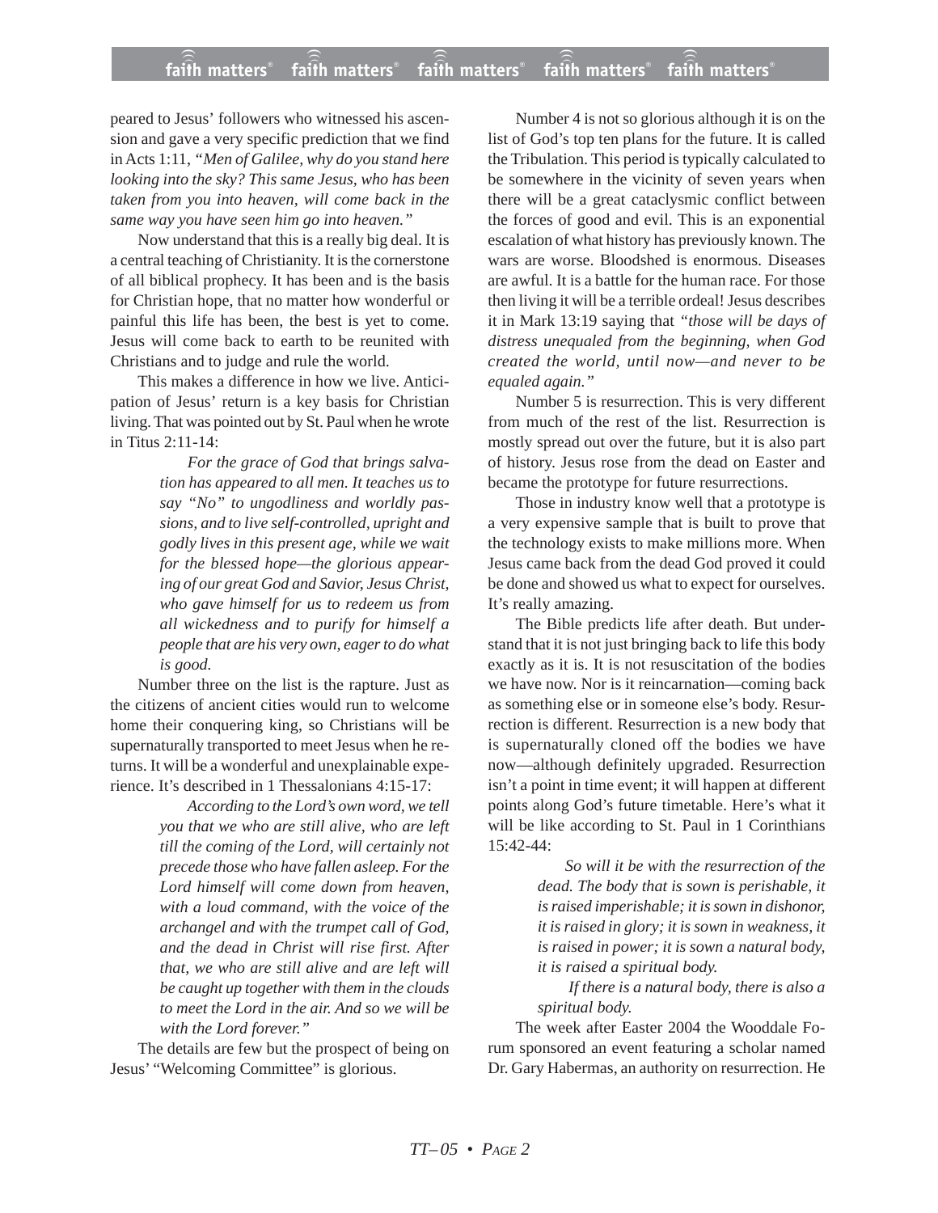peared to Jesus' followers who witnessed his ascension and gave a very specific prediction that we find in Acts 1:11, *"Men of Galilee, why do you stand here looking into the sky? This same Jesus, who has been taken from you into heaven, will come back in the same way you have seen him go into heaven."*

Now understand that this is a really big deal. It is a central teaching of Christianity. It is the cornerstone of all biblical prophecy. It has been and is the basis for Christian hope, that no matter how wonderful or painful this life has been, the best is yet to come. Jesus will come back to earth to be reunited with Christians and to judge and rule the world.

This makes a difference in how we live. Anticipation of Jesus' return is a key basis for Christian living. That was pointed out by St. Paul when he wrote in Titus 2:11-14:

> *For the grace of God that brings salvation has appeared to all men. It teaches us to say "No" to ungodliness and worldly passions, and to live self-controlled, upright and godly lives in this present age, while we wait for the blessed hope—the glorious appearing of our great God and Savior, Jesus Christ, who gave himself for us to redeem us from all wickedness and to purify for himself a people that are his very own, eager to do what is good.*

Number three on the list is the rapture. Just as the citizens of ancient cities would run to welcome home their conquering king, so Christians will be supernaturally transported to meet Jesus when he returns. It will be a wonderful and unexplainable experience. It's described in 1 Thessalonians 4:15-17:

> *According to the Lord's own word, we tell you that we who are still alive, who are left till the coming of the Lord, will certainly not precede those who have fallen asleep. For the Lord himself will come down from heaven, with a loud command, with the voice of the archangel and with the trumpet call of God, and the dead in Christ will rise first. After that, we who are still alive and are left will be caught up together with them in the clouds to meet the Lord in the air. And so we will be with the Lord forever."*

The details are few but the prospect of being on Jesus' "Welcoming Committee" is glorious.

Number 4 is not so glorious although it is on the list of God's top ten plans for the future. It is called the Tribulation. This period is typically calculated to be somewhere in the vicinity of seven years when there will be a great cataclysmic conflict between the forces of good and evil. This is an exponential escalation of what history has previously known. The wars are worse. Bloodshed is enormous. Diseases are awful. It is a battle for the human race. For those then living it will be a terrible ordeal! Jesus describes it in Mark 13:19 saying that *"those will be days of distress unequaled from the beginning, when God created the world, until now—and never to be equaled again."*

Number 5 is resurrection. This is very different from much of the rest of the list. Resurrection is mostly spread out over the future, but it is also part of history. Jesus rose from the dead on Easter and became the prototype for future resurrections.

Those in industry know well that a prototype is a very expensive sample that is built to prove that the technology exists to make millions more. When Jesus came back from the dead God proved it could be done and showed us what to expect for ourselves. It's really amazing.

The Bible predicts life after death. But understand that it is not just bringing back to life this body exactly as it is. It is not resuscitation of the bodies we have now. Nor is it reincarnation—coming back as something else or in someone else's body. Resurrection is different. Resurrection is a new body that is supernaturally cloned off the bodies we have now—although definitely upgraded. Resurrection isn't a point in time event; it will happen at different points along God's future timetable. Here's what it will be like according to St. Paul in 1 Corinthians 15:42-44:

> *So will it be with the resurrection of the dead. The body that is sown is perishable, it is raised imperishable; it is sown in dishonor, it is raised in glory; it is sown in weakness, it is raised in power; it is sown a natural body, it is raised a spiritual body.*
>
> *If there is a natural body, there is also a spiritual body.*

The week after Easter 2004 the Wooddale Forum sponsored an event featuring a scholar named Dr. Gary Habermas, an authority on resurrection. He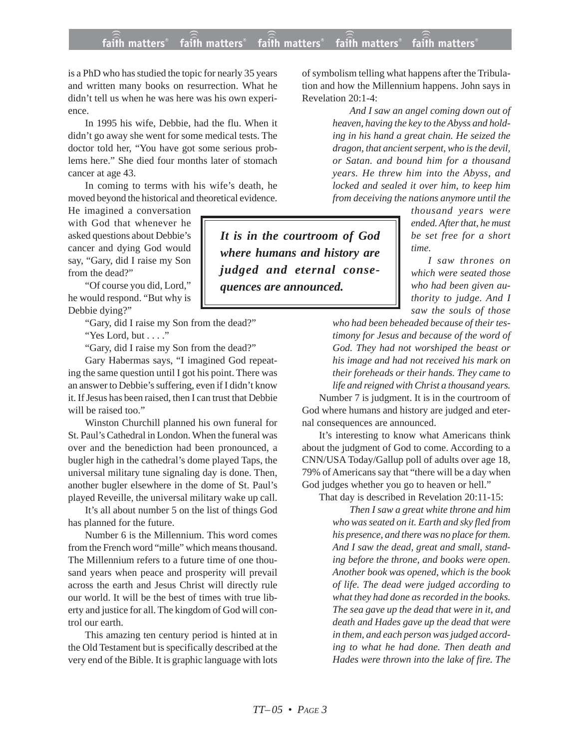is a PhD who has studied the topic for nearly 35 years and written many books on resurrection. What he didn't tell us when he was here was his own experience.

In 1995 his wife, Debbie, had the flu. When it didn't go away she went for some medical tests. The doctor told her, "You have got some serious problems here." She died four months later of stomach cancer at age 43.

In coming to terms with his wife's death, he moved beyond the historical and theoretical evidence. He imagined a conversation with God that whenever he asked questions about Debbie's cancer and dying God would say, "Gary, did I raise my Son from the dead?"

"Of course you did, Lord," he would respond. "But why is Debbie dying?"

"Gary, did I raise my Son from the dead?"

"Yes Lord, but . . . ."

"Gary, did I raise my Son from the dead?"

Gary Habermas says, "I imagined God repeating the same question until I got his point. There was an answer to Debbie's suffering, even if I didn't know it. If Jesus has been raised, then I can trust that Debbie will be raised too."

Winston Churchill planned his own funeral for St. Paul's Cathedral in London. When the funeral was over and the benediction had been pronounced, a bugler high in the cathedral's dome played Taps, the universal military tune signaling day is done. Then, another bugler elsewhere in the dome of St. Paul's played Reveille, the universal military wake up call.

It's all about number 5 on the list of things God has planned for the future.

Number 6 is the Millennium. This word comes from the French word "mille" which means thousand. The Millennium refers to a future time of one thousand years when peace and prosperity will prevail across the earth and Jesus Christ will directly rule our world. It will be the best of times with true liberty and justice for all. The kingdom of God will control our earth.

This amazing ten century period is hinted at in the Old Testament but is specifically described at the very end of the Bible. It is graphic language with lots of symbolism telling what happens after the Tribulation and how the Millennium happens. John says in Revelation 20:1-4:

> *And I saw an angel coming down out of heaven, having the key to the Abyss and holding in his hand a great chain. He seized the dragon, that ancient serpent, who is the devil, or Satan. and bound him for a thousand years. He threw him into the Abyss, and locked and sealed it over him, to keep him from deceiving the nations anymore until the thousand years were ended. After that, he must be set free for a short time.*
>
> *I saw thrones on which were seated those who had been given authority to judge. And I saw the souls of those who had been beheaded because of their testimony for Jesus and because of the word of God. They had not worshiped the beast or his image and had not received his mark on their foreheads or their hands. They came to life and reigned with Christ a thousand years.*

**_It is in the courtroom of God where humans and history are judged and eternal consequences are announced._**

Number 7 is judgment. It is in the courtroom of God where humans and history are judged and eternal consequences are announced.

It's interesting to know what Americans think about the judgment of God to come. According to a CNN/USA Today/Gallup poll of adults over age 18, 79% of Americans say that "there will be a day when God judges whether you go to heaven or hell."

That day is described in Revelation 20:11-15:

> *Then I saw a great white throne and him who was seated on it. Earth and sky fled from his presence, and there was no place for them. And I saw the dead, great and small, standing before the throne, and books were open. Another book was opened, which is the book of life. The dead were judged according to what they had done as recorded in the books. The sea gave up the dead that were in it, and death and Hades gave up the dead that were in them, and each person was judged according to what he had done. Then death and Hades were thrown into the lake of fire. The*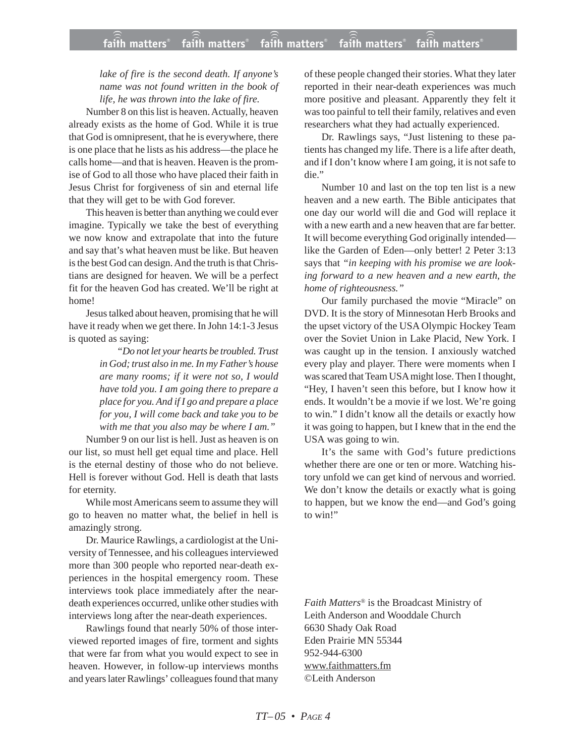*lake of fire is the second death. If anyone's name was not found written in the book of life, he was thrown into the lake of fire.*

Number 8 on this list is heaven. Actually, heaven already exists as the home of God. While it is true that God is omnipresent, that he is everywhere, there is one place that he lists as his address—the place he calls home—and that is heaven. Heaven is the promise of God to all those who have placed their faith in Jesus Christ for forgiveness of sin and eternal life that they will get to be with God forever.

This heaven is better than anything we could ever imagine. Typically we take the best of everything we now know and extrapolate that into the future and say that's what heaven must be like. But heaven is the best God can design. And the truth is that Christians are designed for heaven. We will be a perfect fit for the heaven God has created. We'll be right at home!

Jesus talked about heaven, promising that he will have it ready when we get there. In John 14:1-3 Jesus is quoted as saying:

> *"Do not let your hearts be troubled. Trust in God; trust also in me. In my Father's house are many rooms; if it were not so, I would have told you. I am going there to prepare a place for you. And if I go and prepare a place for you, I will come back and take you to be with me that you also may be where I am."*

Number 9 on our list is hell. Just as heaven is on our list, so must hell get equal time and place. Hell is the eternal destiny of those who do not believe. Hell is forever without God. Hell is death that lasts for eternity.

While most Americans seem to assume they will go to heaven no matter what, the belief in hell is amazingly strong.

Dr. Maurice Rawlings, a cardiologist at the University of Tennessee, and his colleagues interviewed more than 300 people who reported near-death experiences in the hospital emergency room. These interviews took place immediately after the near-death experiences occurred, unlike other studies with interviews long after the near-death experiences.

Rawlings found that nearly 50% of those interviewed reported images of fire, torment and sights that were far from what you would expect to see in heaven. However, in follow-up interviews months and years later Rawlings' colleagues found that many of these people changed their stories. What they later reported in their near-death experiences was much more positive and pleasant. Apparently they felt it was too painful to tell their family, relatives and even researchers what they had actually experienced.

Dr. Rawlings says, "Just listening to these patients has changed my life. There is a life after death, and if I don't know where I am going, it is not safe to die."

Number 10 and last on the top ten list is a new heaven and a new earth. The Bible anticipates that one day our world will die and God will replace it with a new earth and a new heaven that are far better. It will become everything God originally intended—like the Garden of Eden—only better! 2 Peter 3:13 says that *"in keeping with his promise we are looking forward to a new heaven and a new earth, the home of righteousness."*

Our family purchased the movie "Miracle" on DVD. It is the story of Minnesotan Herb Brooks and the upset victory of the USA Olympic Hockey Team over the Soviet Union in Lake Placid, New York. I was caught up in the tension. I anxiously watched every play and player. There were moments when I was scared that Team USA might lose. Then I thought, "Hey, I haven't seen this before, but I know how it ends. It wouldn't be a movie if we lost. We're going to win." I didn't know all the details or exactly how it was going to happen, but I knew that in the end the USA was going to win.

It's the same with God's future predictions whether there are one or ten or more. Watching history unfold we can get kind of nervous and worried. We don't know the details or exactly what is going to happen, but we know the end—and God's going to win!"

*Faith Matters*® is the Broadcast Ministry of
Leith Anderson and Wooddale Church
6630 Shady Oak Road
Eden Prairie MN 55344
952-944-6300
www.faithmatters.fm
©Leith Anderson